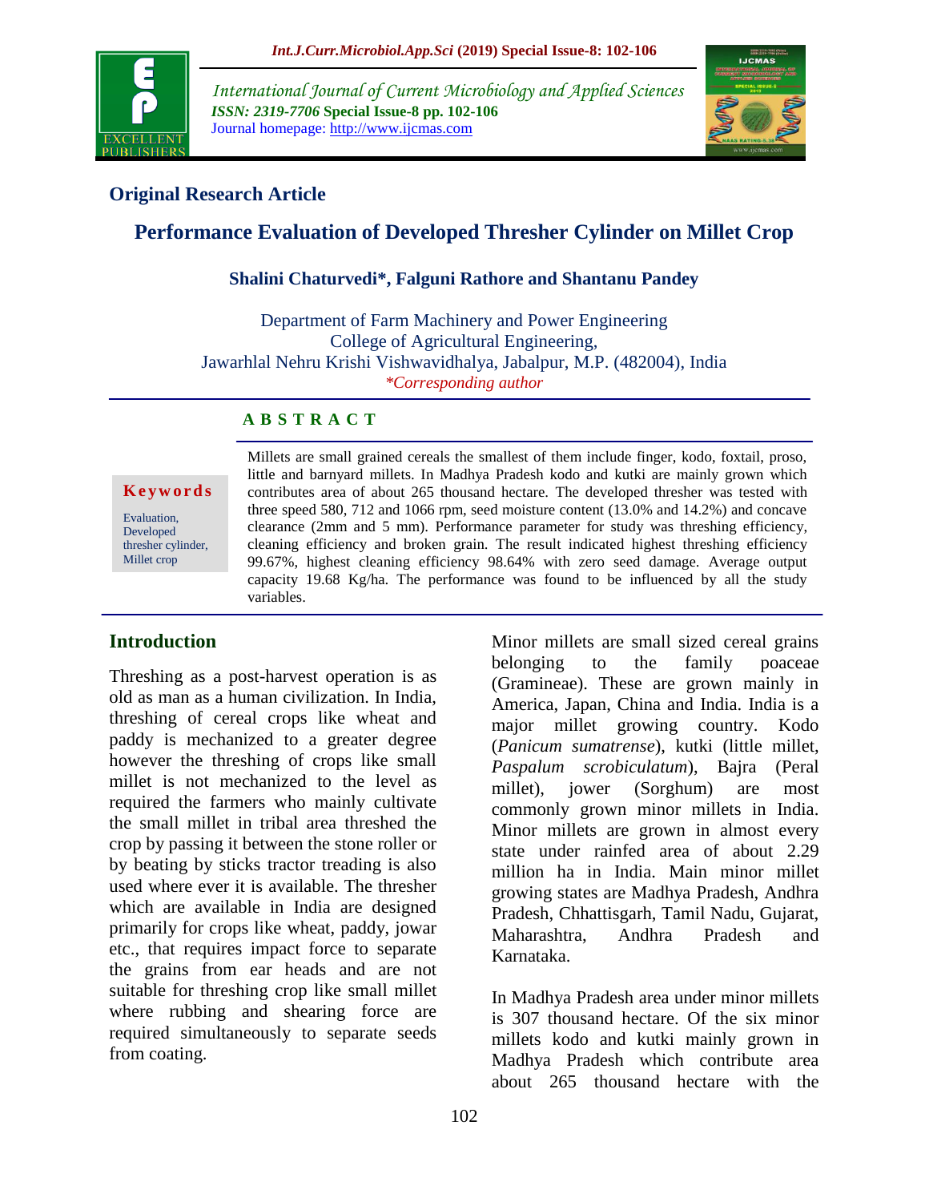## Original Research Article

# Performance Evaluation of Developed Thresher Cylinder on Millet Crop

**Shalini Chaturvedi\*, Falguni Rathore and Shantanu Pandey**

Department of Farm Machinery and Power Engineering
College of Agricultural Engineering,
Jawarhlal Nehru Krishi Vishwavidhalya, Jabalpur, M.P. (482004), India
*\*Corresponding author*

**Keywords**

Evaluation, Developed thresher cylinder, Millet crop

**ABSTRACT**

Millets are small grained cereals the smallest of them include finger, kodo, foxtail, proso, little and barnyard millets. In Madhya Pradesh kodo and kutki are mainly grown which contributes area of about 265 thousand hectare. The developed thresher was tested with three speed 580, 712 and 1066 rpm, seed moisture content (13.0% and 14.2%) and concave clearance (2mm and 5 mm). Performance parameter for study was threshing efficiency, cleaning efficiency and broken grain. The result indicated highest threshing efficiency 99.67%, highest cleaning efficiency 98.64% with zero seed damage. Average output capacity 19.68 Kg/ha. The performance was found to be influenced by all the study variables.

## Introduction

Threshing as a post-harvest operation is as old as man as a human civilization. In India, threshing of cereal crops like wheat and paddy is mechanized to a greater degree however the threshing of crops like small millet is not mechanized to the level as required the farmers who mainly cultivate the small millet in tribal area threshed the crop by passing it between the stone roller or by beating by sticks tractor treading is also used where ever it is available. The thresher which are available in India are designed primarily for crops like wheat, paddy, jowar etc., that requires impact force to separate the grains from ear heads and are not suitable for threshing crop like small millet where rubbing and shearing force are required simultaneously to separate seeds from coating.

Minor millets are small sized cereal grains belonging to the family poaceae (Gramineae). These are grown mainly in America, Japan, China and India. India is a major millet growing country. Kodo (*Panicum sumatrense*), kutki (little millet, *Paspalum scrobiculatum*), Bajra (Peral millet), jower (Sorghum) are most commonly grown minor millets in India. Minor millets are grown in almost every state under rainfed area of about 2.29 million ha in India. Main minor millet growing states are Madhya Pradesh, Andhra Pradesh, Chhattisgarh, Tamil Nadu, Gujarat, Maharashtra, Andhra Pradesh and Karnataka.

In Madhya Pradesh area under minor millets is 307 thousand hectare. Of the six minor millets kodo and kutki mainly grown in Madhya Pradesh which contribute area about 265 thousand hectare with the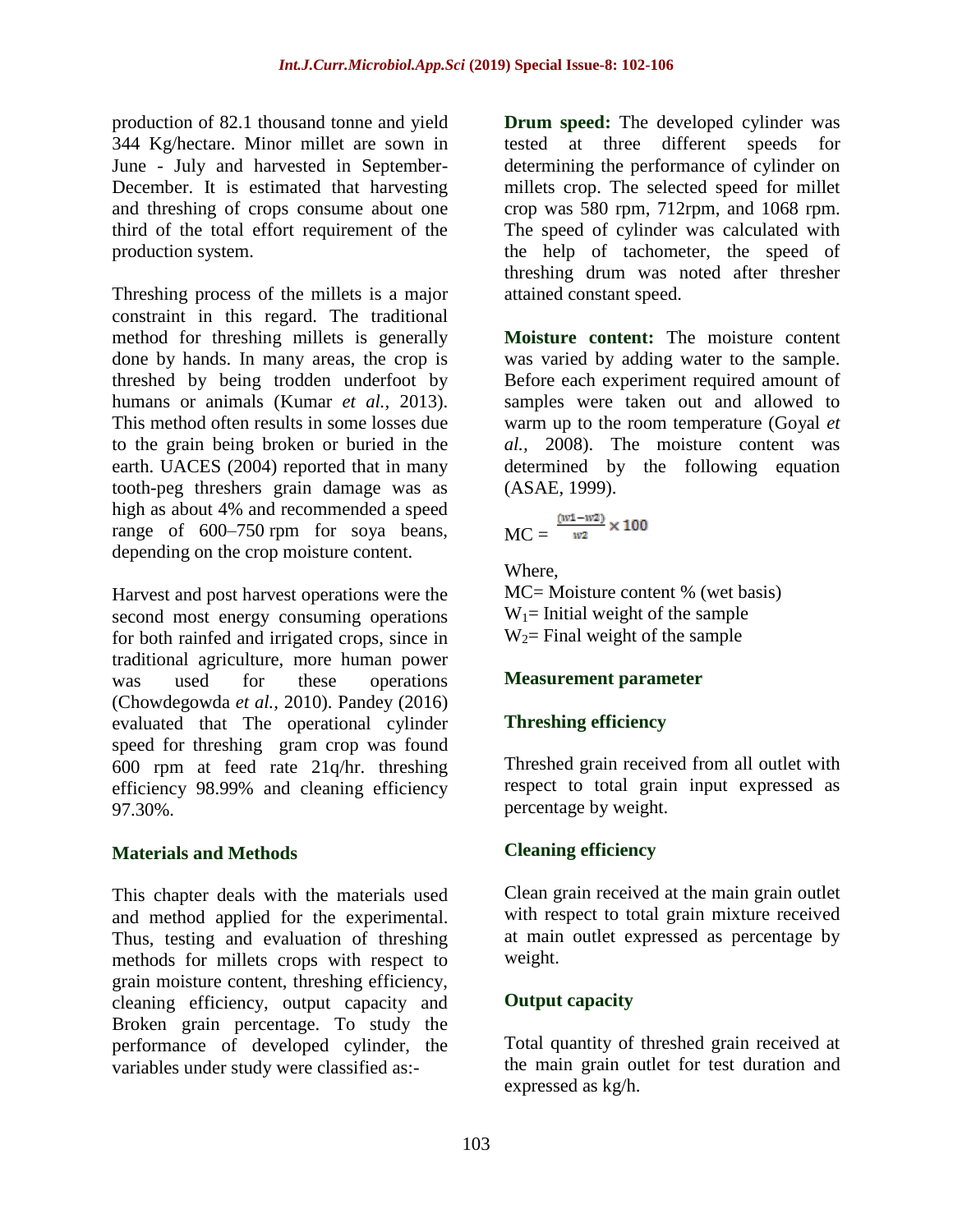production of 82.1 thousand tonne and yield 344 Kg/hectare. Minor millet are sown in June - July and harvested in September-December. It is estimated that harvesting and threshing of crops consume about one third of the total effort requirement of the production system.

Threshing process of the millets is a major constraint in this regard. The traditional method for threshing millets is generally done by hands. In many areas, the crop is threshed by being trodden underfoot by humans or animals (Kumar *et al.,* 2013). This method often results in some losses due to the grain being broken or buried in the earth. UACES (2004) reported that in many tooth-peg threshers grain damage was as high as about 4% and recommended a speed range of 600–750 rpm for soya beans, depending on the crop moisture content.

Harvest and post harvest operations were the second most energy consuming operations for both rainfed and irrigated crops, since in traditional agriculture, more human power was used for these operations (Chowdegowda *et al.,* 2010). Pandey (2016) evaluated that The operational cylinder speed for threshing gram crop was found 600 rpm at feed rate 21q/hr. threshing efficiency 98.99% and cleaning efficiency 97.30%.

## Materials and Methods

This chapter deals with the materials used and method applied for the experimental. Thus, testing and evaluation of threshing methods for millets crops with respect to grain moisture content, threshing efficiency, cleaning efficiency, output capacity and Broken grain percentage. To study the performance of developed cylinder, the variables under study were classified as:-

**Drum speed:** The developed cylinder was tested at three different speeds for determining the performance of cylinder on millets crop. The selected speed for millet crop was 580 rpm, 712rpm, and 1068 rpm. The speed of cylinder was calculated with the help of tachometer, the speed of threshing drum was noted after thresher attained constant speed.

**Moisture content:** The moisture content was varied by adding water to the sample. Before each experiment required amount of samples were taken out and allowed to warm up to the room temperature (Goyal *et al.*, 2008). The moisture content was determined by the following equation (ASAE, 1999).

$$MC = \frac{(w1-w2)}{w2} \times 100$$

Where,

MC= Moisture content % (wet basis)

$W_1$= Initial weight of the sample

$W_2$= Final weight of the sample

### Measurement parameter

### Threshing efficiency

Threshed grain received from all outlet with respect to total grain input expressed as percentage by weight.

### Cleaning efficiency

Clean grain received at the main grain outlet with respect to total grain mixture received at main outlet expressed as percentage by weight.

### Output capacity

Total quantity of threshed grain received at the main grain outlet for test duration and expressed as kg/h.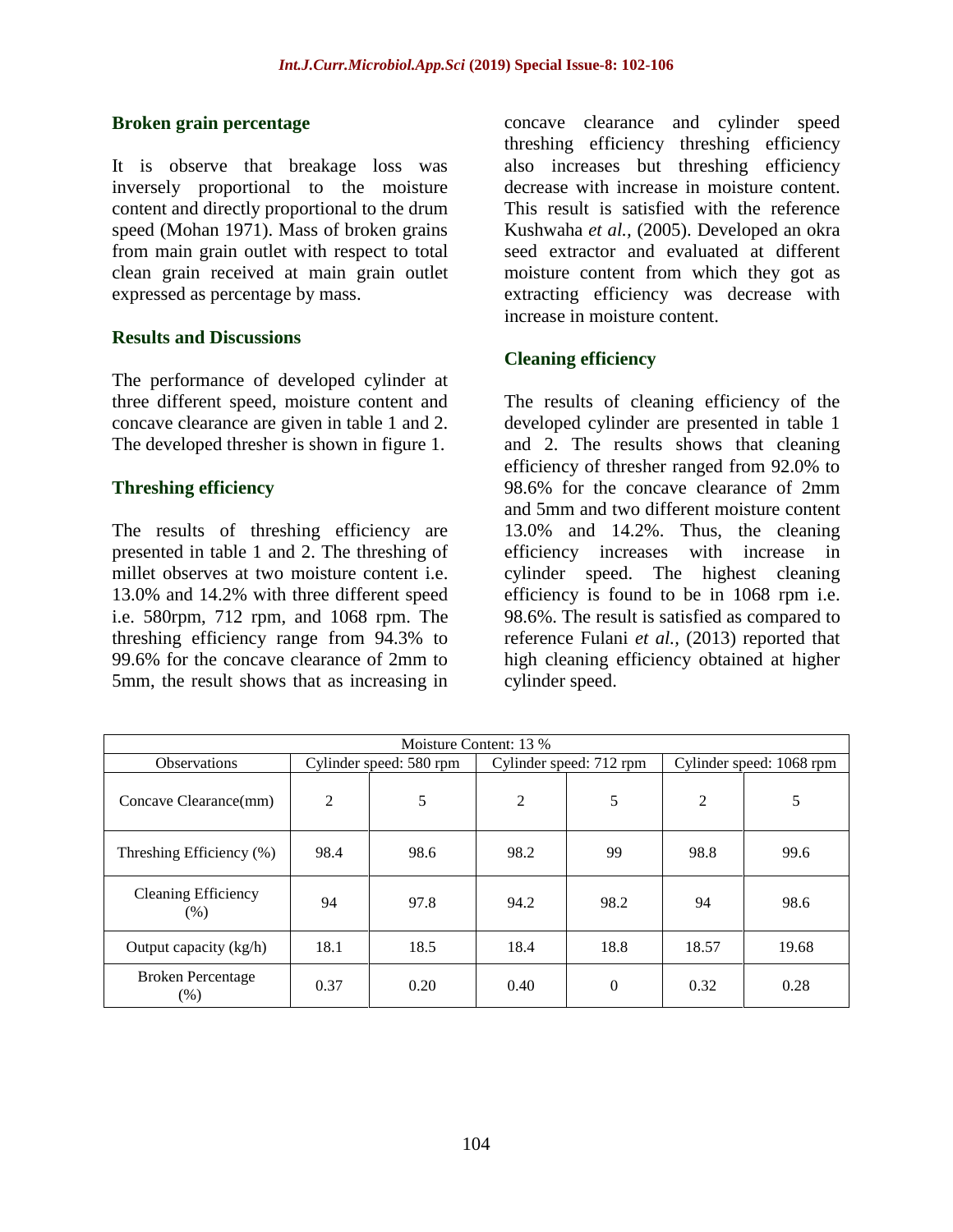### Broken grain percentage

It is observe that breakage loss was inversely proportional to the moisture content and directly proportional to the drum speed (Mohan 1971). Mass of broken grains from main grain outlet with respect to total clean grain received at main grain outlet expressed as percentage by mass.

## Results and Discussions

The performance of developed cylinder at three different speed, moisture content and concave clearance are given in table 1 and 2. The developed thresher is shown in figure 1.

### Threshing efficiency

The results of threshing efficiency are presented in table 1 and 2. The threshing of millet observes at two moisture content i.e. 13.0% and 14.2% with three different speed i.e. 580rpm, 712 rpm, and 1068 rpm. The threshing efficiency range from 94.3% to 99.6% for the concave clearance of 2mm to 5mm, the result shows that as increasing in concave clearance and cylinder speed threshing efficiency threshing efficiency also increases but threshing efficiency decrease with increase in moisture content. This result is satisfied with the reference Kushwaha *et al.,* (2005). Developed an okra seed extractor and evaluated at different moisture content from which they got as extracting efficiency was decrease with increase in moisture content.

### Cleaning efficiency

The results of cleaning efficiency of the developed cylinder are presented in table 1 and 2. The results shows that cleaning efficiency of thresher ranged from 92.0% to 98.6% for the concave clearance of 2mm and 5mm and two different moisture content 13.0% and 14.2%. Thus, the cleaning efficiency increases with increase in cylinder speed. The highest cleaning efficiency is found to be in 1068 rpm i.e. 98.6%. The result is satisfied as compared to reference Fulani *et al.,* (2013) reported that high cleaning efficiency obtained at higher cylinder speed.

| Moisture Content: 13 % | | | | | | |
|---|---|---|---|---|---|---|
| Observations | Cylinder speed: 580 rpm | | Cylinder speed: 712 rpm | | Cylinder speed: 1068 rpm | |
| Concave Clearance(mm) | 2 | 5 | 2 | 5 | 2 | 5 |
| Threshing Efficiency (%) | 98.4 | 98.6 | 98.2 | 99 | 98.8 | 99.6 |
| Cleaning Efficiency (%) | 94 | 97.8 | 94.2 | 98.2 | 94 | 98.6 |
| Output capacity (kg/h) | 18.1 | 18.5 | 18.4 | 18.8 | 18.57 | 19.68 |
| Broken Percentage (%) | 0.37 | 0.20 | 0.40 | 0 | 0.32 | 0.28 |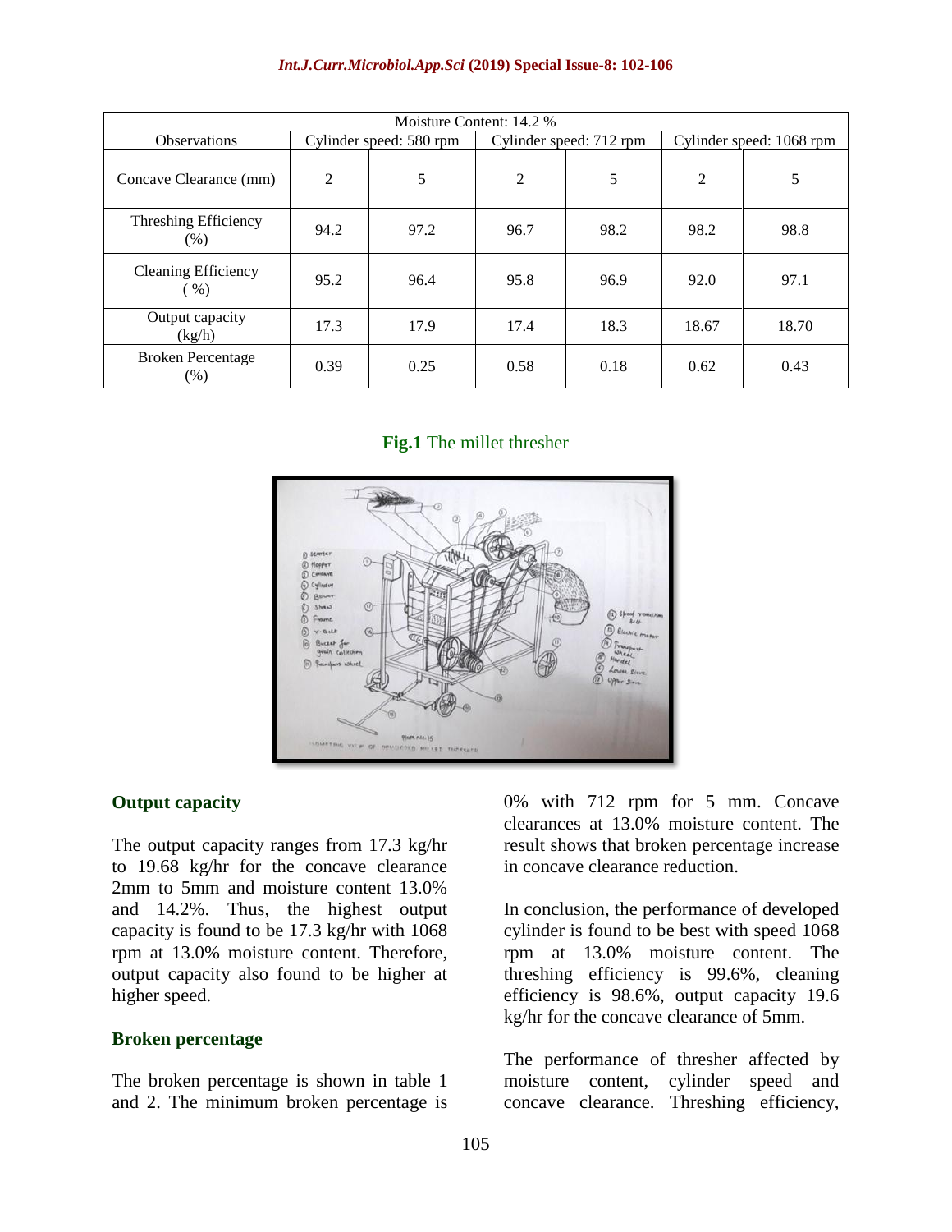| Moisture Content: 14.2 % | | | | | | |
|---|---|---|---|---|---|---|
| Observations | Cylinder speed: 580 rpm | | Cylinder speed: 712 rpm | | Cylinder speed: 1068 rpm | |
| Concave Clearance (mm) | 2 | 5 | 2 | 5 | 2 | 5 |
| Threshing Efficiency (%) | 94.2 | 97.2 | 96.7 | 98.2 | 98.2 | 98.8 |
| Cleaning Efficiency ( %) | 95.2 | 96.4 | 95.8 | 96.9 | 92.0 | 97.1 |
| Output capacity (kg/h) | 17.3 | 17.9 | 17.4 | 18.3 | 18.67 | 18.70 |
| Broken Percentage (%) | 0.39 | 0.25 | 0.58 | 0.18 | 0.62 | 0.43 |

**Fig.1** The millet thresher

### Output capacity

The output capacity ranges from 17.3 kg/hr to 19.68 kg/hr for the concave clearance 2mm to 5mm and moisture content 13.0% and 14.2%. Thus, the highest output capacity is found to be 17.3 kg/hr with 1068 rpm at 13.0% moisture content. Therefore, output capacity also found to be higher at higher speed.

### Broken percentage

The broken percentage is shown in table 1 and 2. The minimum broken percentage is 0% with 712 rpm for 5 mm. Concave clearances at 13.0% moisture content. The result shows that broken percentage increase in concave clearance reduction.

In conclusion, the performance of developed cylinder is found to be best with speed 1068 rpm at 13.0% moisture content. The threshing efficiency is 99.6%, cleaning efficiency is 98.6%, output capacity 19.6 kg/hr for the concave clearance of 5mm.

The performance of thresher affected by moisture content, cylinder speed and concave clearance. Threshing efficiency,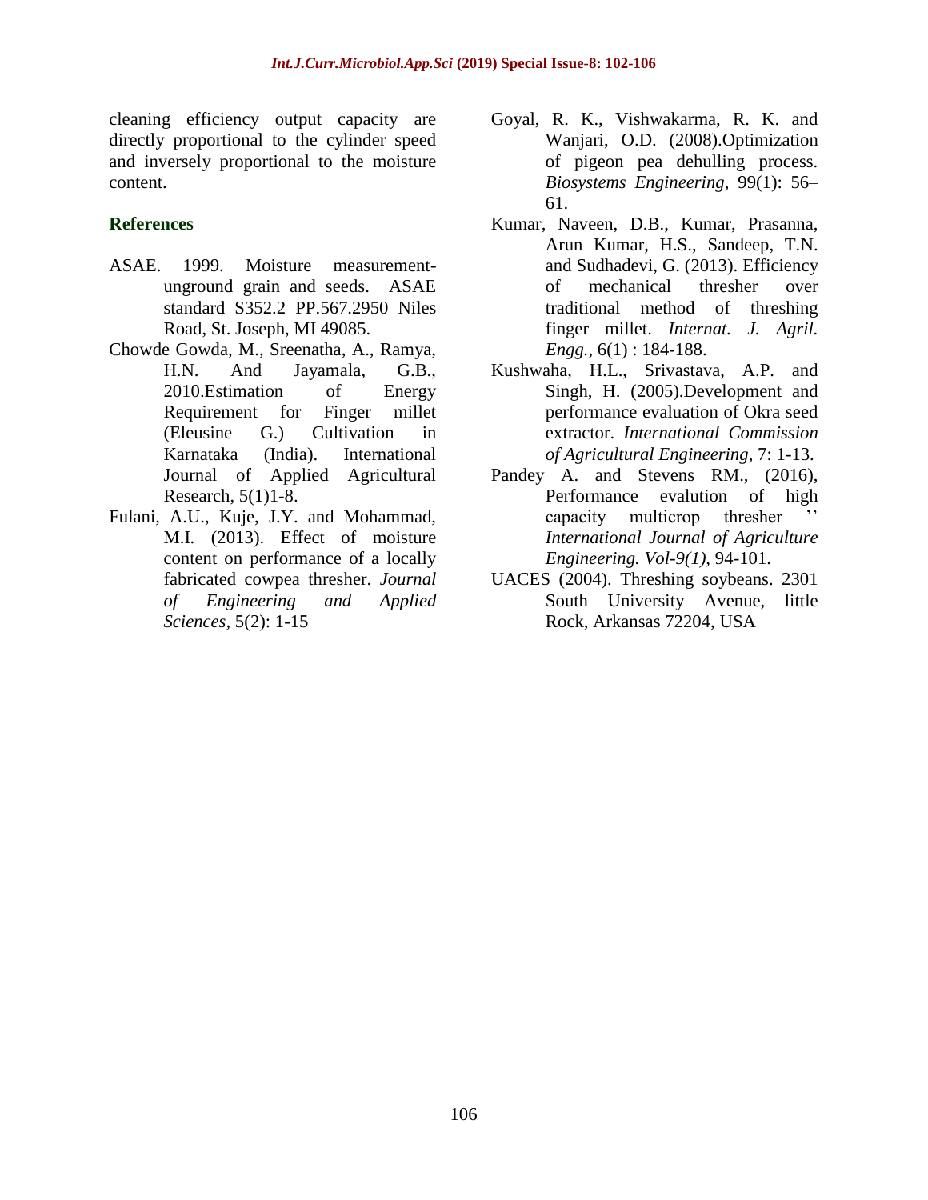cleaning efficiency output capacity are directly proportional to the cylinder speed and inversely proportional to the moisture content.

## References

ASAE. 1999. Moisture measurement-unground grain and seeds. ASAE standard S352.2 PP.567.2950 Niles Road, St. Joseph, MI 49085.

Chowde Gowda, M., Sreenatha, A., Ramya, H.N. And Jayamala, G.B., 2010.Estimation of Energy Requirement for Finger millet (Eleusine G.) Cultivation in Karnataka (India). International Journal of Applied Agricultural Research, 5(1)1-8.

Fulani, A.U., Kuje, J.Y. and Mohammad, M.I. (2013). Effect of moisture content on performance of a locally fabricated cowpea thresher. *Journal of Engineering and Applied Sciences*, 5(2): 1-15

Goyal, R. K., Vishwakarma, R. K. and Wanjari, O.D. (2008).Optimization of pigeon pea dehulling process. *Biosystems Engineering*, 99(1): 56–61.

Kumar, Naveen, D.B., Kumar, Prasanna, Arun Kumar, H.S., Sandeep, T.N. and Sudhadevi, G. (2013). Efficiency of mechanical thresher over traditional method of threshing finger millet. *Internat. J. Agril. Engg.*, 6(1) : 184-188.

Kushwaha, H.L., Srivastava, A.P. and Singh, H. (2005).Development and performance evaluation of Okra seed extractor. *International Commission of Agricultural Engineering*, 7: 1-13.

Pandey A. and Stevens RM., (2016), Performance evalution of high capacity multicrop thresher '' *International Journal of Agriculture Engineering. Vol-9(1)*, 94-101.

UACES (2004). Threshing soybeans. 2301 South University Avenue, little Rock, Arkansas 72204, USA